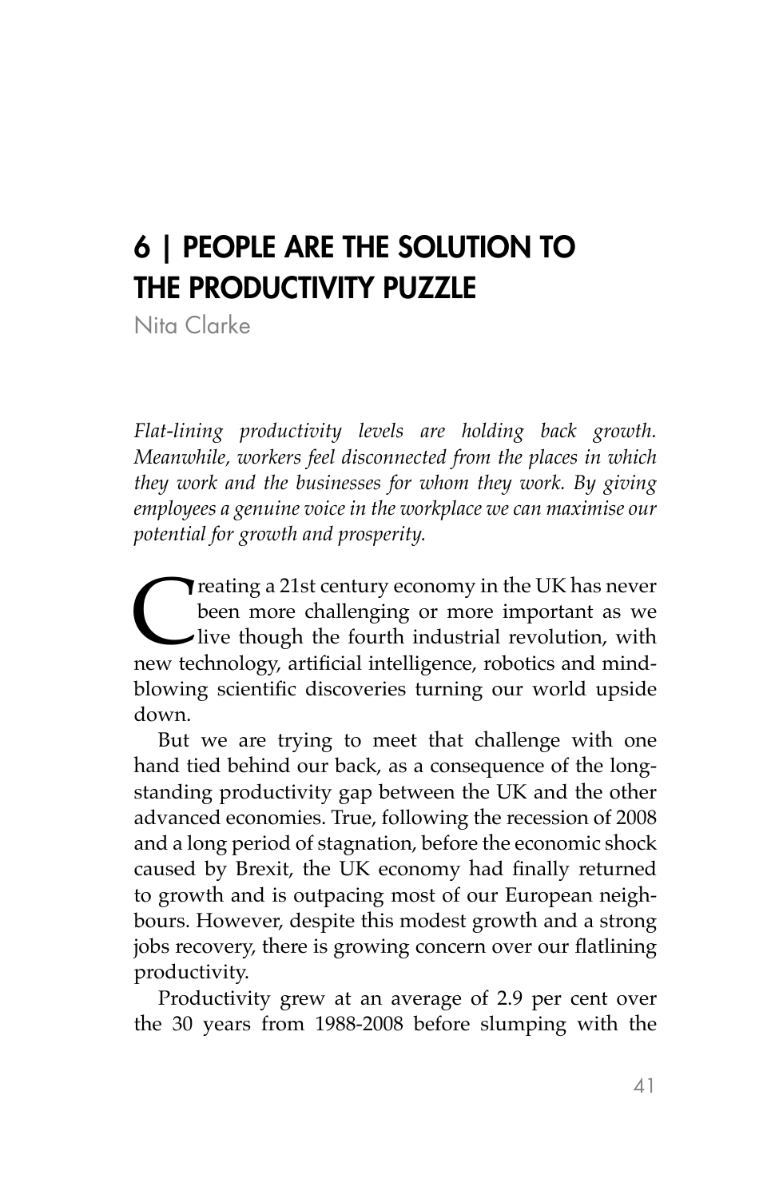# 6 | PEOPLE ARE THE SOLUTION TO THE PRODUCTIVITY PUZZLE

Nita Clarke

*Flat-lining productivity levels are holding back growth. Meanwhile, workers feel disconnected from the places in which they work and the businesses for whom they work. By giving employees a genuine voice in the workplace we can maximise our potential for growth and prosperity.*

Creating a 21st century economy in the UK has never been more challenging or more important as we live though the fourth industrial revolution, with new technology, artificial intelligence, robotics and mind-blowing scientific discoveries turning our world upside down.

But we are trying to meet that challenge with one hand tied behind our back, as a consequence of the long-standing productivity gap between the UK and the other advanced economies. True, following the recession of 2008 and a long period of stagnation, before the economic shock caused by Brexit, the UK economy had finally returned to growth and is outpacing most of our European neighbours. However, despite this modest growth and a strong jobs recovery, there is growing concern over our flatlining productivity.

Productivity grew at an average of 2.9 per cent over the 30 years from 1988-2008 before slumping with the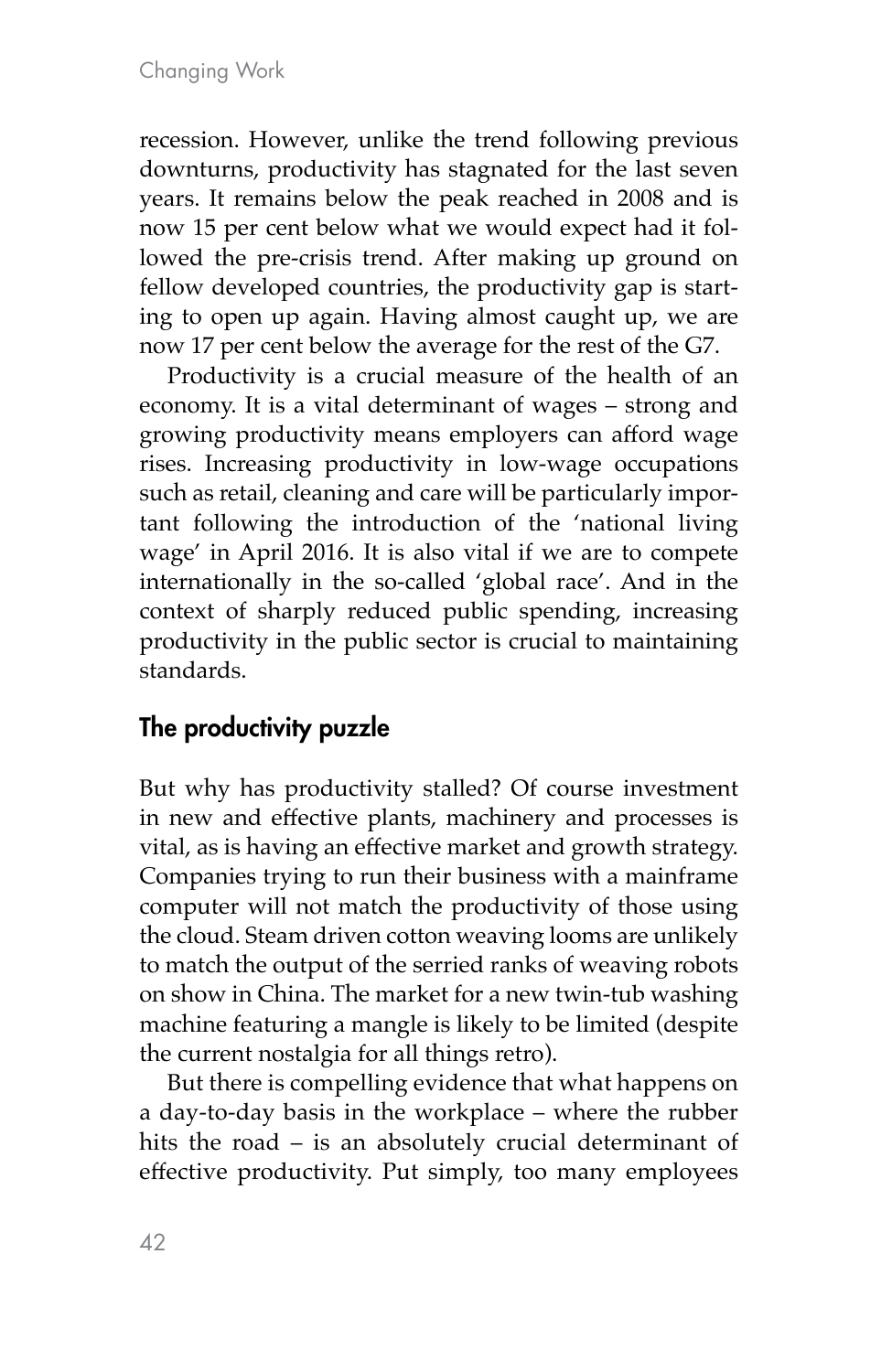recession. However, unlike the trend following previous downturns, productivity has stagnated for the last seven years. It remains below the peak reached in 2008 and is now 15 per cent below what we would expect had it followed the pre-crisis trend. After making up ground on fellow developed countries, the productivity gap is starting to open up again. Having almost caught up, we are now 17 per cent below the average for the rest of the G7.

Productivity is a crucial measure of the health of an economy. It is a vital determinant of wages – strong and growing productivity means employers can afford wage rises. Increasing productivity in low-wage occupations such as retail, cleaning and care will be particularly important following the introduction of the 'national living wage' in April 2016. It is also vital if we are to compete internationally in the so-called 'global race'. And in the context of sharply reduced public spending, increasing productivity in the public sector is crucial to maintaining standards.

## The productivity puzzle

But why has productivity stalled? Of course investment in new and effective plants, machinery and processes is vital, as is having an effective market and growth strategy. Companies trying to run their business with a mainframe computer will not match the productivity of those using the cloud. Steam driven cotton weaving looms are unlikely to match the output of the serried ranks of weaving robots on show in China. The market for a new twin-tub washing machine featuring a mangle is likely to be limited (despite the current nostalgia for all things retro).

But there is compelling evidence that what happens on a day-to-day basis in the workplace – where the rubber hits the road – is an absolutely crucial determinant of effective productivity. Put simply, too many employees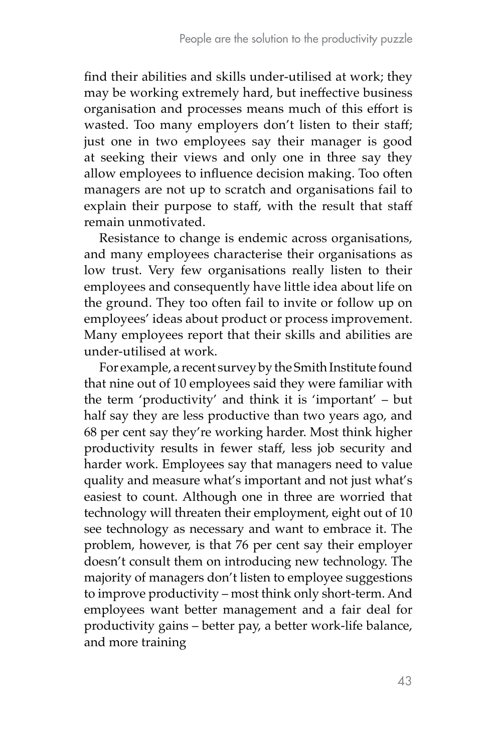find their abilities and skills under-utilised at work; they may be working extremely hard, but ineffective business organisation and processes means much of this effort is wasted. Too many employers don't listen to their staff; just one in two employees say their manager is good at seeking their views and only one in three say they allow employees to influence decision making. Too often managers are not up to scratch and organisations fail to explain their purpose to staff, with the result that staff remain unmotivated.

Resistance to change is endemic across organisations, and many employees characterise their organisations as low trust. Very few organisations really listen to their employees and consequently have little idea about life on the ground. They too often fail to invite or follow up on employees' ideas about product or process improvement. Many employees report that their skills and abilities are under-utilised at work.

For example, a recent survey by the Smith Institute found that nine out of 10 employees said they were familiar with the term 'productivity' and think it is 'important' – but half say they are less productive than two years ago, and 68 per cent say they're working harder. Most think higher productivity results in fewer staff, less job security and harder work. Employees say that managers need to value quality and measure what's important and not just what's easiest to count. Although one in three are worried that technology will threaten their employment, eight out of 10 see technology as necessary and want to embrace it. The problem, however, is that 76 per cent say their employer doesn't consult them on introducing new technology. The majority of managers don't listen to employee suggestions to improve productivity – most think only short-term. And employees want better management and a fair deal for productivity gains – better pay, a better work-life balance, and more training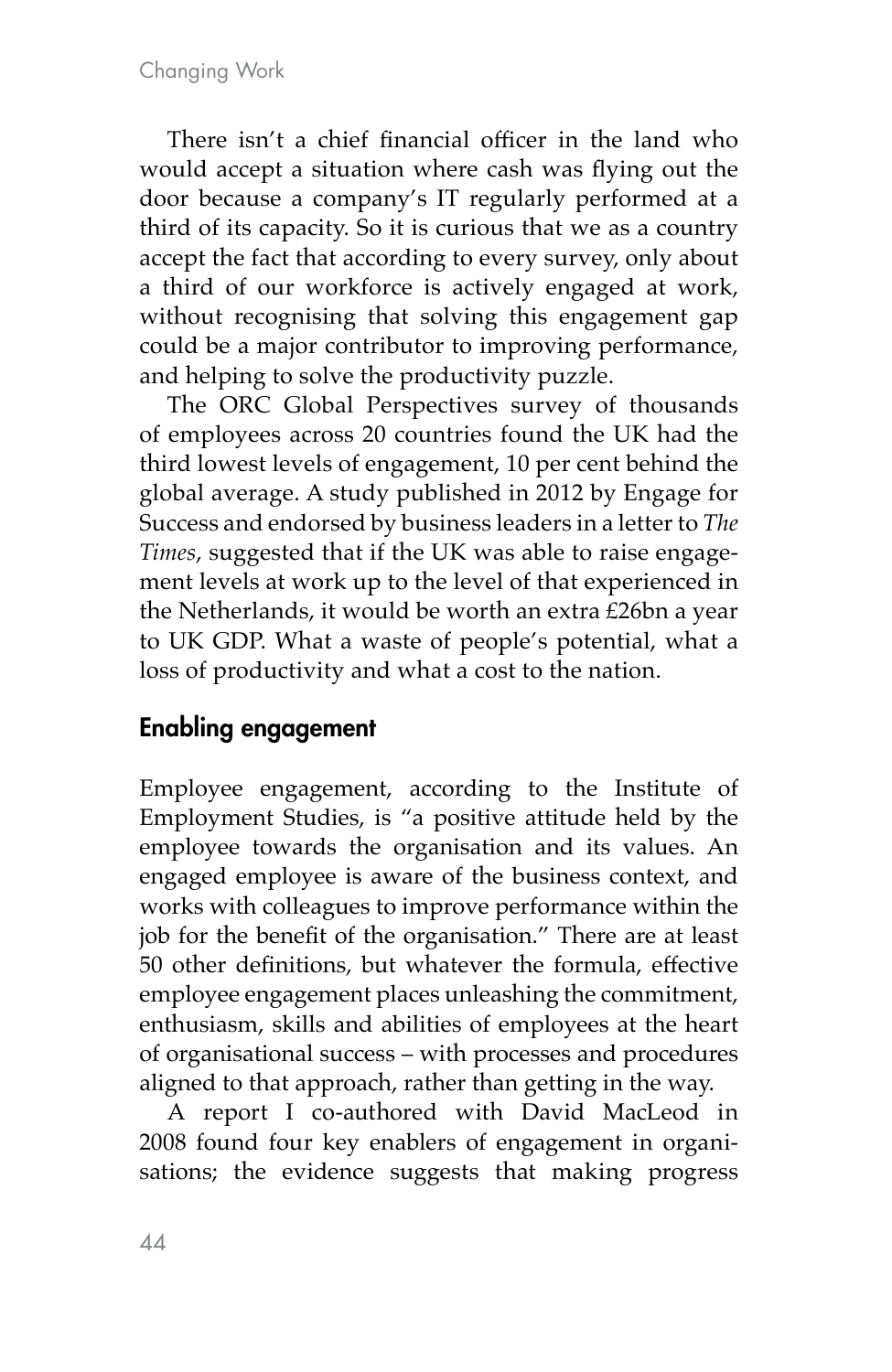There isn't a chief financial officer in the land who would accept a situation where cash was flying out the door because a company's IT regularly performed at a third of its capacity. So it is curious that we as a country accept the fact that according to every survey, only about a third of our workforce is actively engaged at work, without recognising that solving this engagement gap could be a major contributor to improving performance, and helping to solve the productivity puzzle.

The ORC Global Perspectives survey of thousands of employees across 20 countries found the UK had the third lowest levels of engagement, 10 per cent behind the global average. A study published in 2012 by Engage for Success and endorsed by business leaders in a letter to *The Times*, suggested that if the UK was able to raise engagement levels at work up to the level of that experienced in the Netherlands, it would be worth an extra £26bn a year to UK GDP. What a waste of people's potential, what a loss of productivity and what a cost to the nation.

## Enabling engagement

Employee engagement, according to the Institute of Employment Studies, is "a positive attitude held by the employee towards the organisation and its values. An engaged employee is aware of the business context, and works with colleagues to improve performance within the job for the benefit of the organisation." There are at least 50 other definitions, but whatever the formula, effective employee engagement places unleashing the commitment, enthusiasm, skills and abilities of employees at the heart of organisational success – with processes and procedures aligned to that approach, rather than getting in the way.

A report I co-authored with David MacLeod in 2008 found four key enablers of engagement in organisations; the evidence suggests that making progress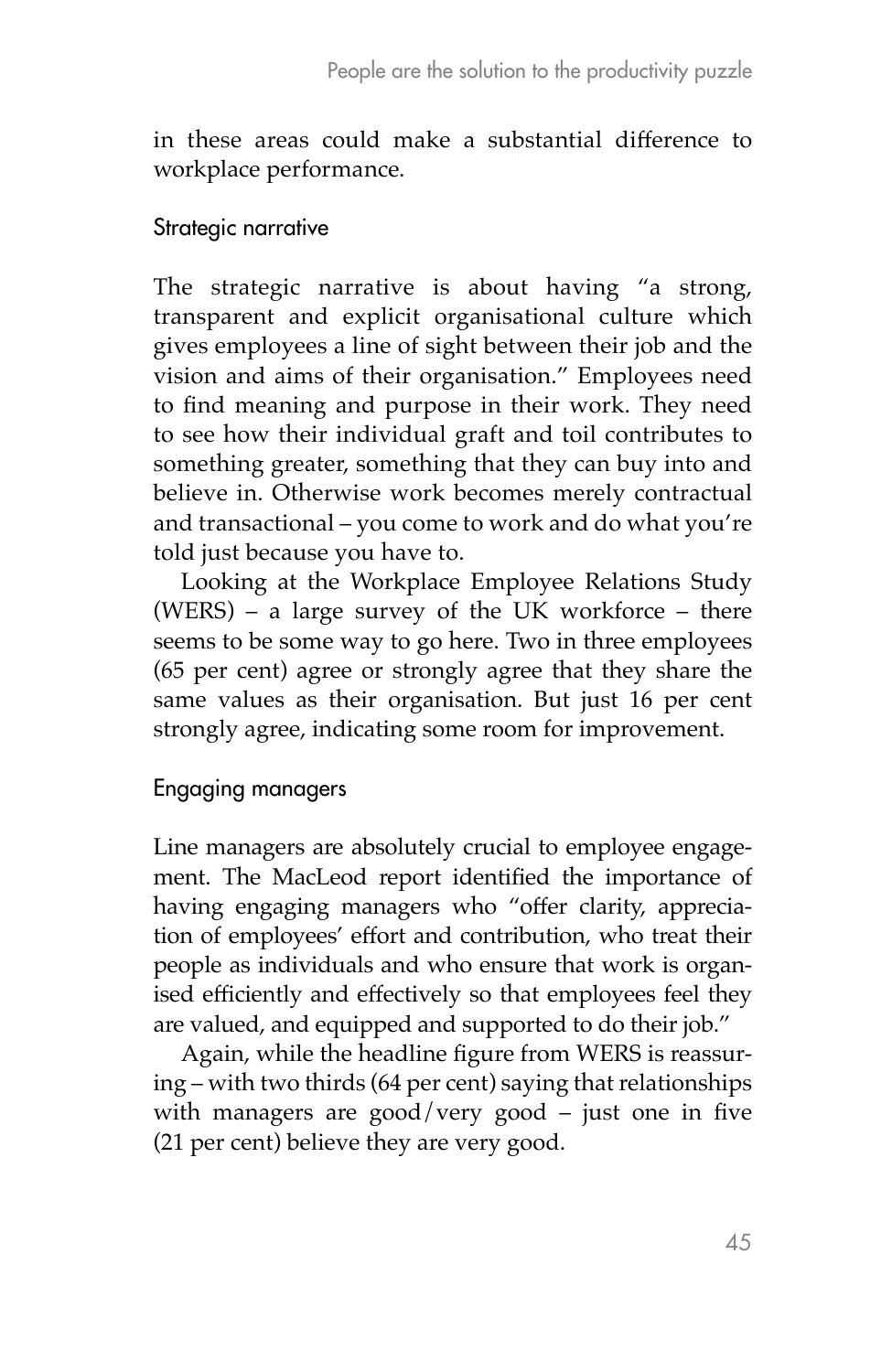in these areas could make a substantial difference to workplace performance.

### Strategic narrative

The strategic narrative is about having "a strong, transparent and explicit organisational culture which gives employees a line of sight between their job and the vision and aims of their organisation." Employees need to find meaning and purpose in their work. They need to see how their individual graft and toil contributes to something greater, something that they can buy into and believe in. Otherwise work becomes merely contractual and transactional – you come to work and do what you're told just because you have to.

Looking at the Workplace Employee Relations Study (WERS) – a large survey of the UK workforce – there seems to be some way to go here. Two in three employees (65 per cent) agree or strongly agree that they share the same values as their organisation. But just 16 per cent strongly agree, indicating some room for improvement.

### Engaging managers

Line managers are absolutely crucial to employee engagement. The MacLeod report identified the importance of having engaging managers who "offer clarity, appreciation of employees' effort and contribution, who treat their people as individuals and who ensure that work is organised efficiently and effectively so that employees feel they are valued, and equipped and supported to do their job."

Again, while the headline figure from WERS is reassuring – with two thirds (64 per cent) saying that relationships with managers are good/very good – just one in five (21 per cent) believe they are very good.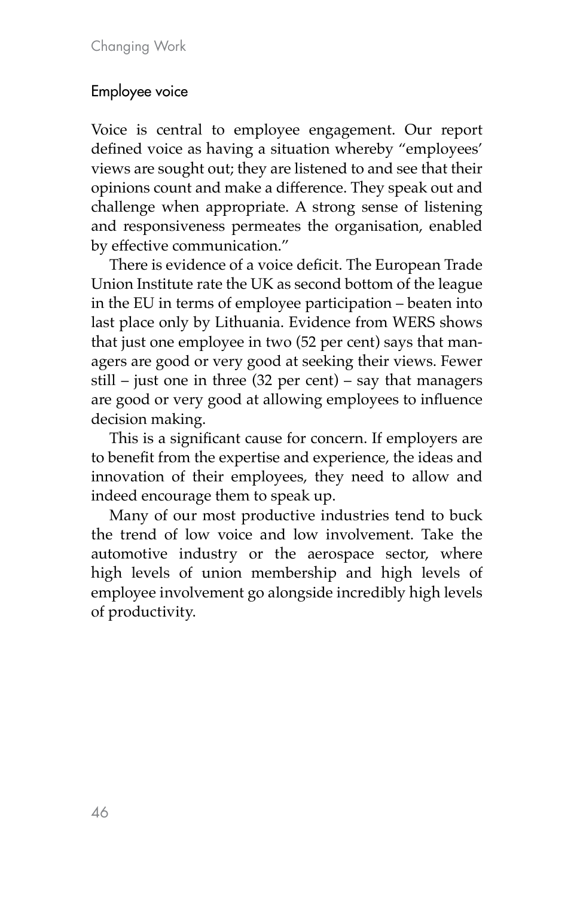## Employee voice

Voice is central to employee engagement. Our report defined voice as having a situation whereby "employees' views are sought out; they are listened to and see that their opinions count and make a difference. They speak out and challenge when appropriate. A strong sense of listening and responsiveness permeates the organisation, enabled by effective communication."

There is evidence of a voice deficit. The European Trade Union Institute rate the UK as second bottom of the league in the EU in terms of employee participation – beaten into last place only by Lithuania. Evidence from WERS shows that just one employee in two (52 per cent) says that managers are good or very good at seeking their views. Fewer still – just one in three (32 per cent) – say that managers are good or very good at allowing employees to influence decision making.

This is a significant cause for concern. If employers are to benefit from the expertise and experience, the ideas and innovation of their employees, they need to allow and indeed encourage them to speak up.

Many of our most productive industries tend to buck the trend of low voice and low involvement. Take the automotive industry or the aerospace sector, where high levels of union membership and high levels of employee involvement go alongside incredibly high levels of productivity.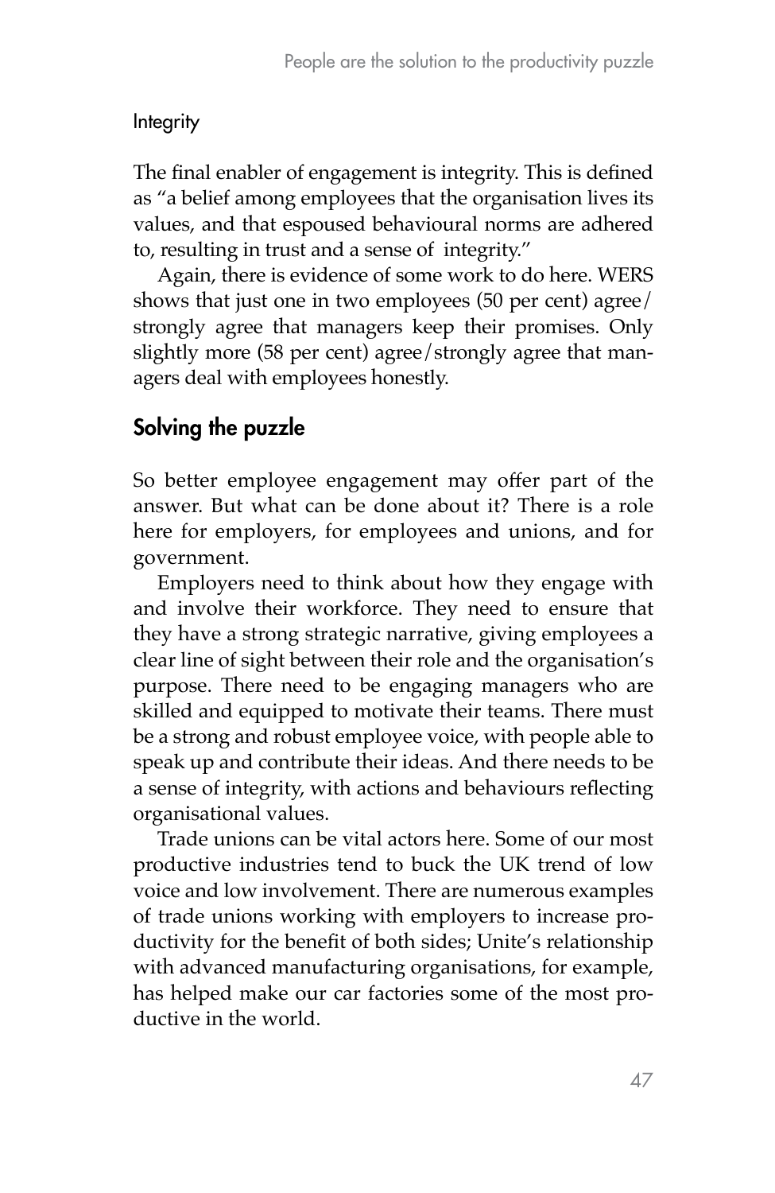### Integrity

The final enabler of engagement is integrity. This is defined as "a belief among employees that the organisation lives its values, and that espoused behavioural norms are adhered to, resulting in trust and a sense of integrity."

Again, there is evidence of some work to do here. WERS shows that just one in two employees (50 per cent) agree/strongly agree that managers keep their promises. Only slightly more (58 per cent) agree/strongly agree that managers deal with employees honestly.

## Solving the puzzle

So better employee engagement may offer part of the answer. But what can be done about it? There is a role here for employers, for employees and unions, and for government.

Employers need to think about how they engage with and involve their workforce. They need to ensure that they have a strong strategic narrative, giving employees a clear line of sight between their role and the organisation's purpose. There need to be engaging managers who are skilled and equipped to motivate their teams. There must be a strong and robust employee voice, with people able to speak up and contribute their ideas. And there needs to be a sense of integrity, with actions and behaviours reflecting organisational values.

Trade unions can be vital actors here. Some of our most productive industries tend to buck the UK trend of low voice and low involvement. There are numerous examples of trade unions working with employers to increase productivity for the benefit of both sides; Unite's relationship with advanced manufacturing organisations, for example, has helped make our car factories some of the most productive in the world.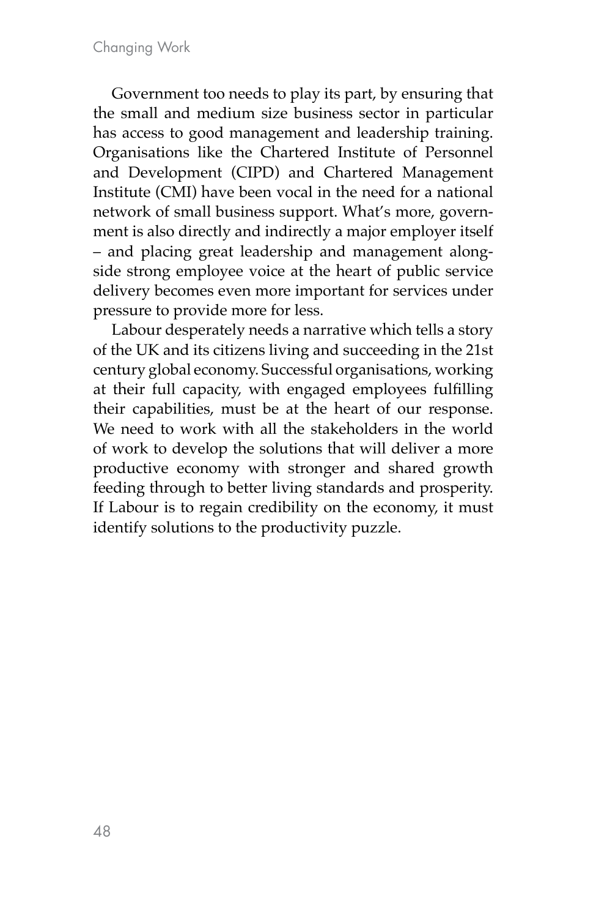Government too needs to play its part, by ensuring that the small and medium size business sector in particular has access to good management and leadership training. Organisations like the Chartered Institute of Personnel and Development (CIPD) and Chartered Management Institute (CMI) have been vocal in the need for a national network of small business support. What's more, government is also directly and indirectly a major employer itself – and placing great leadership and management alongside strong employee voice at the heart of public service delivery becomes even more important for services under pressure to provide more for less.

Labour desperately needs a narrative which tells a story of the UK and its citizens living and succeeding in the 21st century global economy. Successful organisations, working at their full capacity, with engaged employees fulfilling their capabilities, must be at the heart of our response. We need to work with all the stakeholders in the world of work to develop the solutions that will deliver a more productive economy with stronger and shared growth feeding through to better living standards and prosperity. If Labour is to regain credibility on the economy, it must identify solutions to the productivity puzzle.